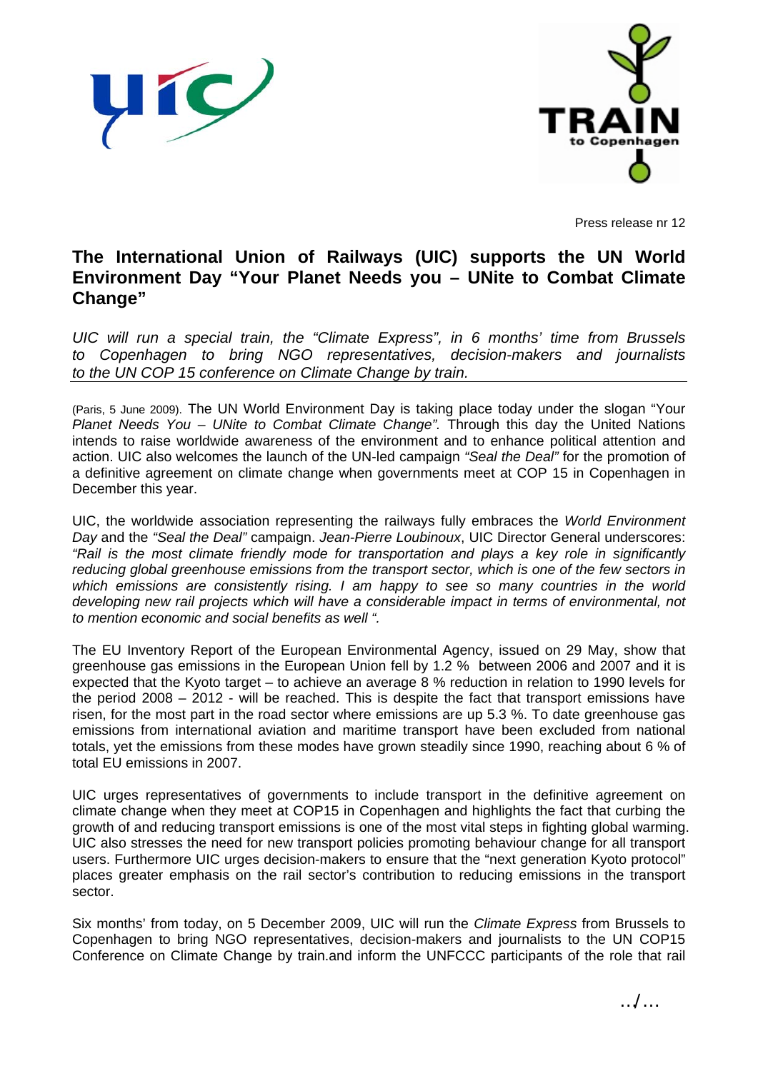Press release nr 12

# The International Union of Railways (UIC) supports the UN World Environment Day "Your Planet Needs you – UNite to Combat Climate Change"

*UIC will run a special train, the "Climate Express", in 6 months' time from Brussels to Copenhagen to bring NGO representatives, decision-makers and journalists to the UN COP 15 conference on Climate Change by train.*

(Paris, 5 June 2009). The UN World Environment Day is taking place today under the slogan "Your *Planet Needs You – UNite to Combat Climate Change".* Through this day the United Nations intends to raise worldwide awareness of the environment and to enhance political attention and action. UIC also welcomes the launch of the UN-led campaign *"Seal the Deal"* for the promotion of a definitive agreement on climate change when governments meet at COP 15 in Copenhagen in December this year.

UIC, the worldwide association representing the railways fully embraces the *World Environment Day* and the *"Seal the Deal"* campaign. *Jean-Pierre Loubinoux*, UIC Director General underscores: *"Rail is the most climate friendly mode for transportation and plays a key role in significantly reducing global greenhouse emissions from the transport sector, which is one of the few sectors in which emissions are consistently rising. I am happy to see so many countries in the world developing new rail projects which will have a considerable impact in terms of environmental, not to mention economic and social benefits as well ".*

The EU Inventory Report of the European Environmental Agency, issued on 29 May, show that greenhouse gas emissions in the European Union fell by 1.2 % between 2006 and 2007 and it is expected that the Kyoto target – to achieve an average 8 % reduction in relation to 1990 levels for the period 2008 – 2012 - will be reached. This is despite the fact that transport emissions have risen, for the most part in the road sector where emissions are up 5.3 %. To date greenhouse gas emissions from international aviation and maritime transport have been excluded from national totals, yet the emissions from these modes have grown steadily since 1990, reaching about 6 % of total EU emissions in 2007.

UIC urges representatives of governments to include transport in the definitive agreement on climate change when they meet at COP15 in Copenhagen and highlights the fact that curbing the growth of and reducing transport emissions is one of the most vital steps in fighting global warming. UIC also stresses the need for new transport policies promoting behaviour change for all transport users. Furthermore UIC urges decision-makers to ensure that the "next generation Kyoto protocol" places greater emphasis on the rail sector's contribution to reducing emissions in the transport sector.

Six months' from today, on 5 December 2009, UIC will run the *Climate Express* from Brussels to Copenhagen to bring NGO representatives, decision-makers and journalists to the UN COP15 Conference on Climate Change by train.and inform the UNFCCC participants of the role that rail

…/…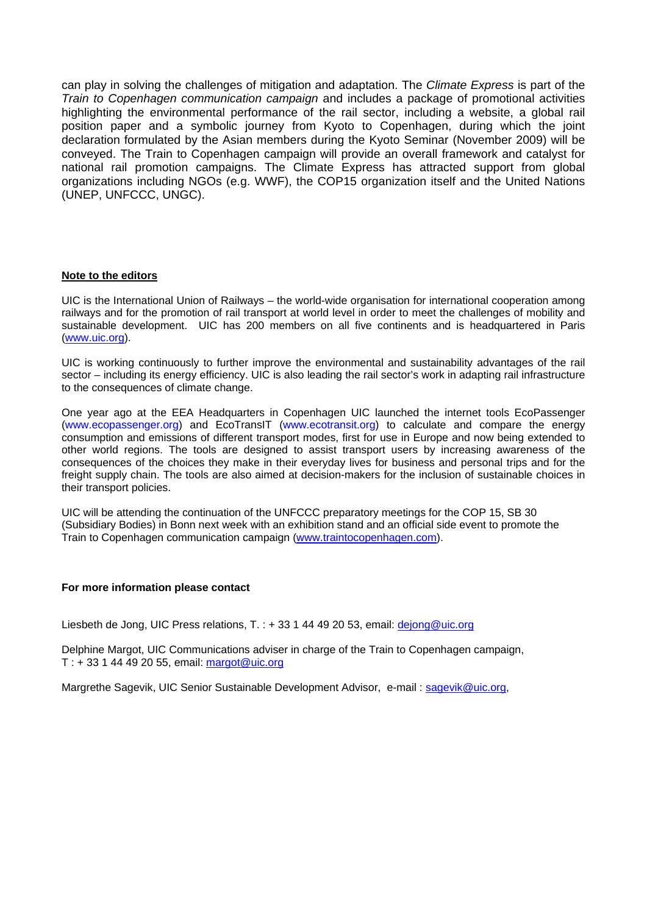can play in solving the challenges of mitigation and adaptation. The *Climate Express* is part of the *Train to Copenhagen communication campaign* and includes a package of promotional activities highlighting the environmental performance of the rail sector, including a website, a global rail position paper and a symbolic journey from Kyoto to Copenhagen, during which the joint declaration formulated by the Asian members during the Kyoto Seminar (November 2009) will be conveyed. The Train to Copenhagen campaign will provide an overall framework and catalyst for national rail promotion campaigns. The Climate Express has attracted support from global organizations including NGOs (e.g. WWF), the COP15 organization itself and the United Nations (UNEP, UNFCCC, UNGC).

**Note to the editors**

UIC is the International Union of Railways – the world-wide organisation for international cooperation among railways and for the promotion of rail transport at world level in order to meet the challenges of mobility and sustainable development. UIC has 200 members on all five continents and is headquartered in Paris (www.uic.org).

UIC is working continuously to further improve the environmental and sustainability advantages of the rail sector – including its energy efficiency. UIC is also leading the rail sector's work in adapting rail infrastructure to the consequences of climate change.

One year ago at the EEA Headquarters in Copenhagen UIC launched the internet tools EcoPassenger (www.ecopassenger.org) and EcoTransIT (www.ecotransit.org) to calculate and compare the energy consumption and emissions of different transport modes, first for use in Europe and now being extended to other world regions. The tools are designed to assist transport users by increasing awareness of the consequences of the choices they make in their everyday lives for business and personal trips and for the freight supply chain. The tools are also aimed at decision-makers for the inclusion of sustainable choices in their transport policies.

UIC will be attending the continuation of the UNFCCC preparatory meetings for the COP 15, SB 30 (Subsidiary Bodies) in Bonn next week with an exhibition stand and an official side event to promote the Train to Copenhagen communication campaign (www.traintocopenhagen.com).

**For more information please contact**

Liesbeth de Jong, UIC Press relations, T. : + 33 1 44 49 20 53, email: dejong@uic.org

Delphine Margot, UIC Communications adviser in charge of the Train to Copenhagen campaign, T : + 33 1 44 49 20 55, email: margot@uic.org

Margrethe Sagevik, UIC Senior Sustainable Development Advisor, e-mail : sagevik@uic.org,